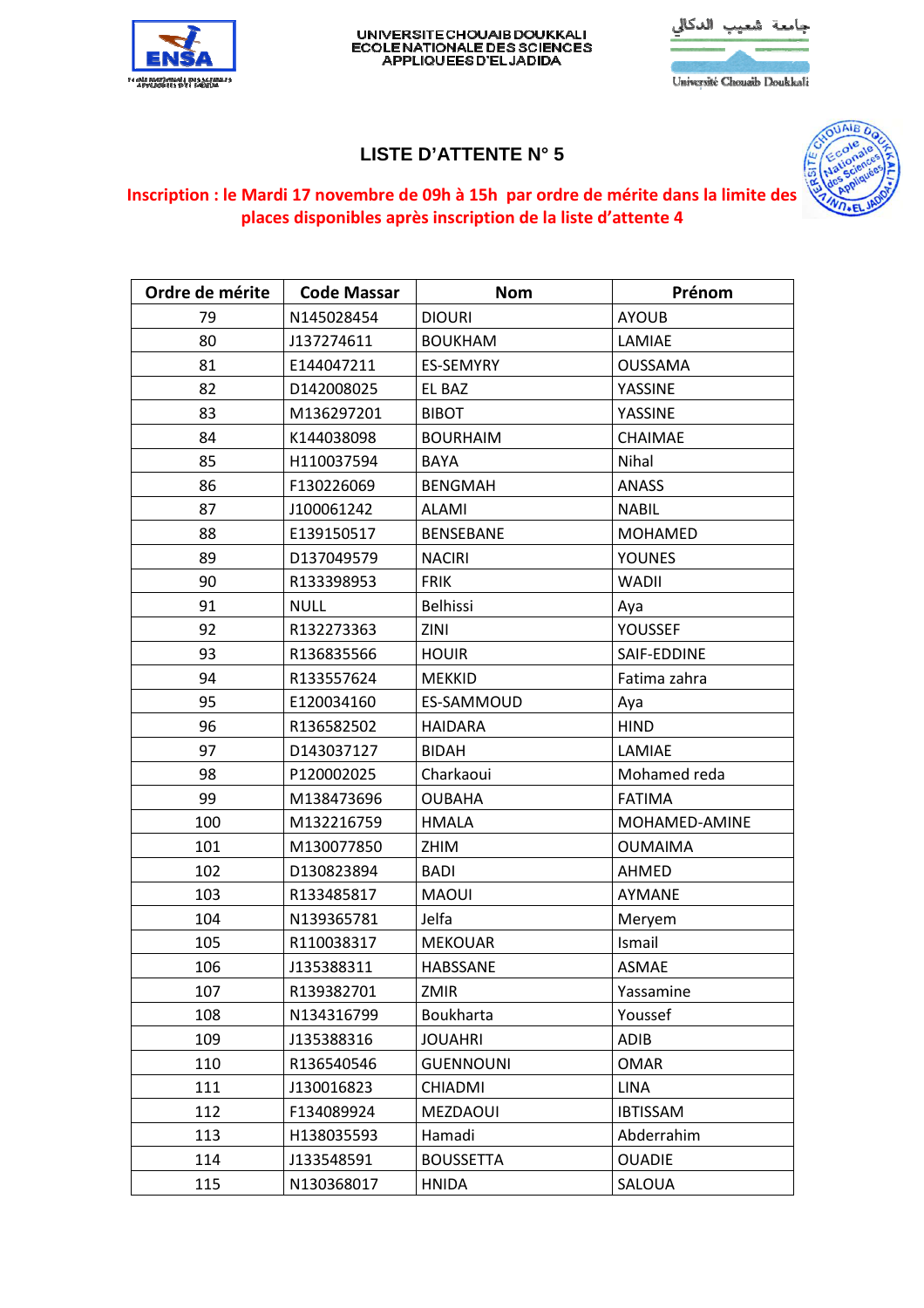UNIVERSITE CHOUAIB DOUKKALI
ECOLE NATIONALE DES SCIENCES APPLIQUEES D'EL JADIDA

جامعة شعيب الدكالي
Université Chouaib Doukkali

# LISTE D'ATTENTE N° 5

**Inscription : le Mardi 17 novembre de 09h à 15h par ordre de mérite dans la limite des places disponibles après inscription de la liste d'attente 4**

| Ordre de mérite | Code Massar | Nom | Prénom |
|---|---|---|---|
| 79 | N145028454 | DIOURI | AYOUB |
| 80 | J137274611 | BOUKHAM | LAMIAE |
| 81 | E144047211 | ES-SEMYRY | OUSSAMA |
| 82 | D142008025 | EL BAZ | YASSINE |
| 83 | M136297201 | BIBOT | YASSINE |
| 84 | K144038098 | BOURHAIM | CHAIMAE |
| 85 | H110037594 | BAYA | Nihal |
| 86 | F130226069 | BENGMAH | ANASS |
| 87 | J100061242 | ALAMI | NABIL |
| 88 | E139150517 | BENSEBANE | MOHAMED |
| 89 | D137049579 | NACIRI | YOUNES |
| 90 | R133398953 | FRIK | WADII |
| 91 | NULL | Belhissi | Aya |
| 92 | R132273363 | ZINI | YOUSSEF |
| 93 | R136835566 | HOUIR | SAIF-EDDINE |
| 94 | R133557624 | MEKKID | Fatima zahra |
| 95 | E120034160 | ES-SAMMOUD | Aya |
| 96 | R136582502 | HAIDARA | HIND |
| 97 | D143037127 | BIDAH | LAMIAE |
| 98 | P120002025 | Charkaoui | Mohamed reda |
| 99 | M138473696 | OUBAHA | FATIMA |
| 100 | M132216759 | HMALA | MOHAMED-AMINE |
| 101 | M130077850 | ZHIM | OUMAIMA |
| 102 | D130823894 | BADI | AHMED |
| 103 | R133485817 | MAOUI | AYMANE |
| 104 | N139365781 | Jelfa | Meryem |
| 105 | R110038317 | MEKOUAR | Ismail |
| 106 | J135388311 | HABSSANE | ASMAE |
| 107 | R139382701 | ZMIR | Yassamine |
| 108 | N134316799 | Boukharta | Youssef |
| 109 | J135388316 | JOUAHRI | ADIB |
| 110 | R136540546 | GUENNOUNI | OMAR |
| 111 | J130016823 | CHIADMI | LINA |
| 112 | F134089924 | MEZDAOUI | IBTISSAM |
| 113 | H138035593 | Hamadi | Abderrahim |
| 114 | J133548591 | BOUSSETTA | OUADIE |
| 115 | N130368017 | HNIDA | SALOUA |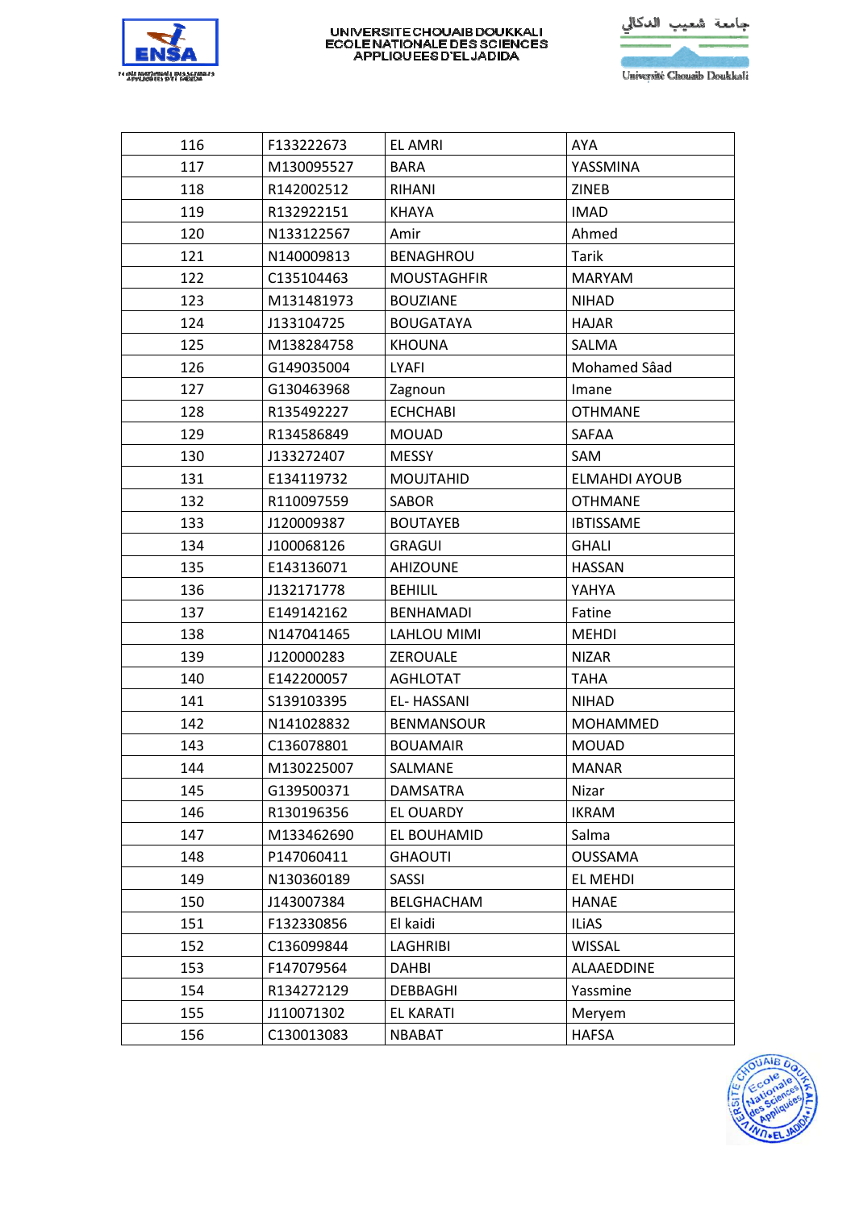| | | | |
|---|---|---|---|
| 116 | F133222673 | EL AMRI | AYA |
| 117 | M130095527 | BARA | YASSMINA |
| 118 | R142002512 | RIHANI | ZINEB |
| 119 | R132922151 | KHAYA | IMAD |
| 120 | N133122567 | Amir | Ahmed |
| 121 | N140009813 | BENAGHROU | Tarik |
| 122 | C135104463 | MOUSTAGHFIR | MARYAM |
| 123 | M131481973 | BOUZIANE | NIHAD |
| 124 | J133104725 | BOUGATAYA | HAJAR |
| 125 | M138284758 | KHOUNA | SALMA |
| 126 | G149035004 | LYAFI | Mohamed Sâad |
| 127 | G130463968 | Zagnoun | Imane |
| 128 | R135492227 | ECHCHABI | OTHMANE |
| 129 | R134586849 | MOUAD | SAFAA |
| 130 | J133272407 | MESSY | SAM |
| 131 | E134119732 | MOUJTAHID | ELMAHDI AYOUB |
| 132 | R110097559 | SABOR | OTHMANE |
| 133 | J120009387 | BOUTAYEB | IBTISSAME |
| 134 | J100068126 | GRAGUI | GHALI |
| 135 | E143136071 | AHIZOUNE | HASSAN |
| 136 | J132171778 | BEHILIL | YAHYA |
| 137 | E149142162 | BENHAMADI | Fatine |
| 138 | N147041465 | LAHLOU MIMI | MEHDI |
| 139 | J120000283 | ZEROUALE | NIZAR |
| 140 | E142200057 | AGHLOTAT | TAHA |
| 141 | S139103395 | EL- HASSANI | NIHAD |
| 142 | N141028832 | BENMANSOUR | MOHAMMED |
| 143 | C136078801 | BOUAMAIR | MOUAD |
| 144 | M130225007 | SALMANE | MANAR |
| 145 | G139500371 | DAMSATRA | Nizar |
| 146 | R130196356 | EL OUARDY | IKRAM |
| 147 | M133462690 | EL BOUHAMID | Salma |
| 148 | P147060411 | GHAOUTI | OUSSAMA |
| 149 | N130360189 | SASSI | EL MEHDI |
| 150 | J143007384 | BELGHACHAM | HANAE |
| 151 | F132330856 | El kaidi | ILiAS |
| 152 | C136099844 | LAGHRIBI | WISSAL |
| 153 | F147079564 | DAHBI | ALAAEDDINE |
| 154 | R134272129 | DEBBAGHI | Yassmine |
| 155 | J110071302 | EL KARATI | Meryem |
| 156 | C130013083 | NBABAT | HAFSA |